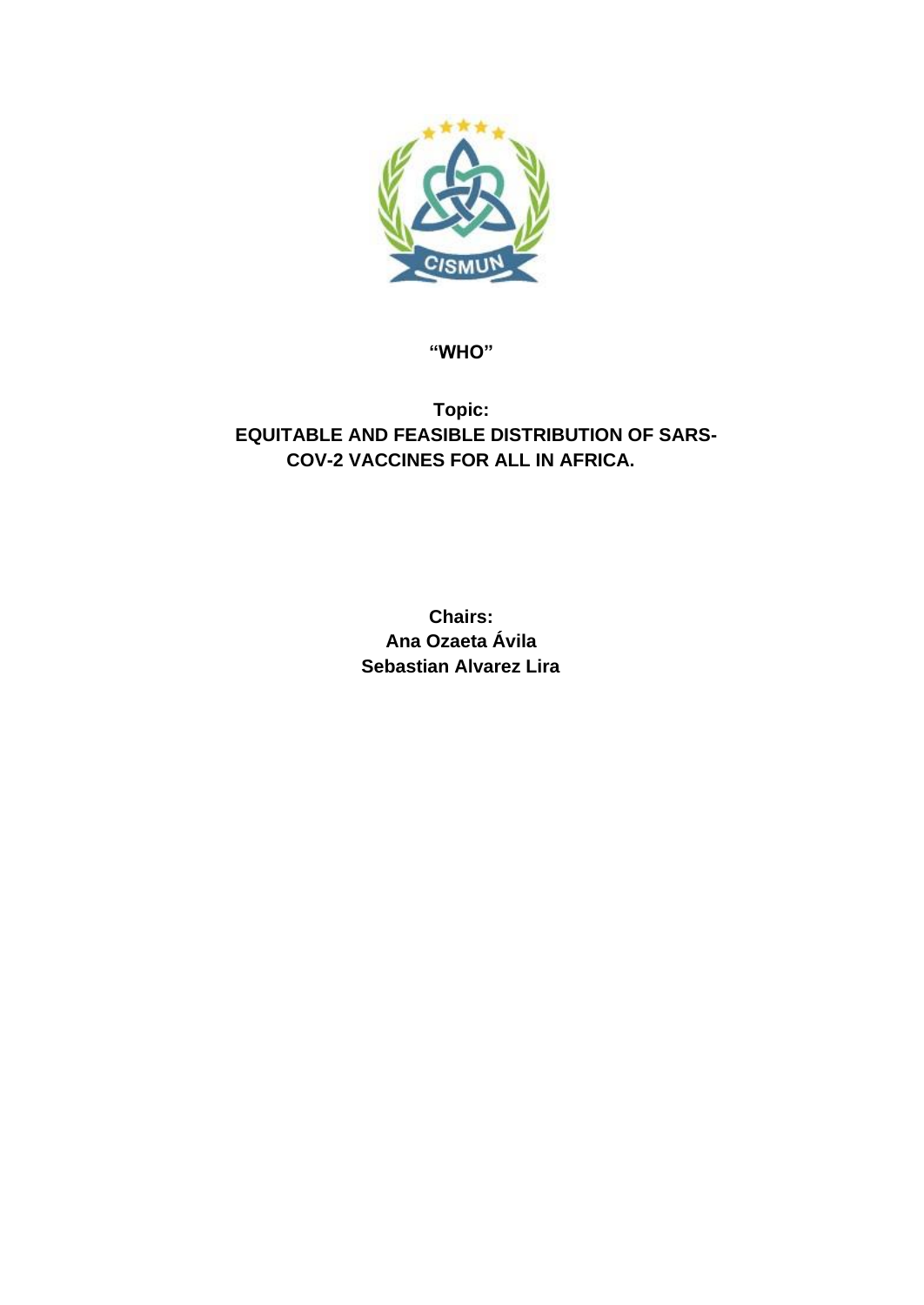**“WHO”**

**Topic:**
**EQUITABLE AND FEASIBLE DISTRIBUTION OF SARS-COV-2 VACCINES FOR ALL IN AFRICA.**

**Chairs:**
**Ana Ozaeta Ávila**
**Sebastian Alvarez Lira**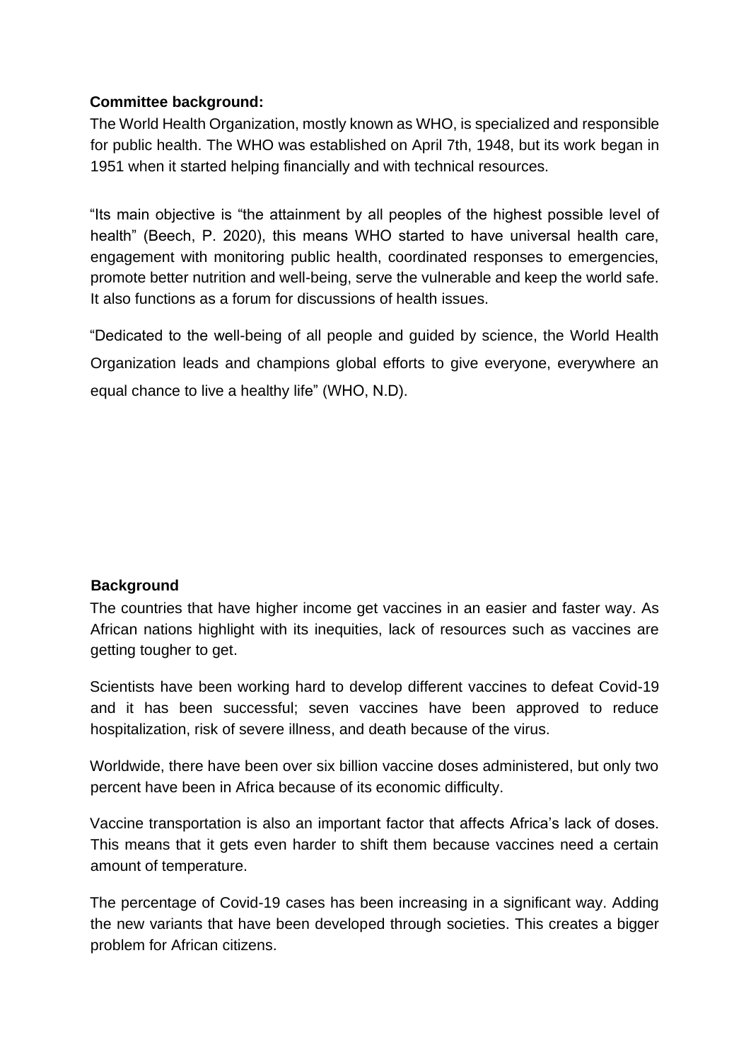**Committee background:**

The World Health Organization, mostly known as WHO, is specialized and responsible for public health. The WHO was established on April 7th, 1948, but its work began in 1951 when it started helping financially and with technical resources.

"Its main objective is "the attainment by all peoples of the highest possible level of health" (Beech, P. 2020), this means WHO started to have universal health care, engagement with monitoring public health, coordinated responses to emergencies, promote better nutrition and well-being, serve the vulnerable and keep the world safe. It also functions as a forum for discussions of health issues.

"Dedicated to the well-being of all people and guided by science, the World Health Organization leads and champions global efforts to give everyone, everywhere an equal chance to live a healthy life" (WHO, N.D).

**Background**

The countries that have higher income get vaccines in an easier and faster way. As African nations highlight with its inequities, lack of resources such as vaccines are getting tougher to get.

Scientists have been working hard to develop different vaccines to defeat Covid-19 and it has been successful; seven vaccines have been approved to reduce hospitalization, risk of severe illness, and death because of the virus.

Worldwide, there have been over six billion vaccine doses administered, but only two percent have been in Africa because of its economic difficulty.

Vaccine transportation is also an important factor that affects Africa's lack of doses. This means that it gets even harder to shift them because vaccines need a certain amount of temperature.

The percentage of Covid-19 cases has been increasing in a significant way. Adding the new variants that have been developed through societies. This creates a bigger problem for African citizens.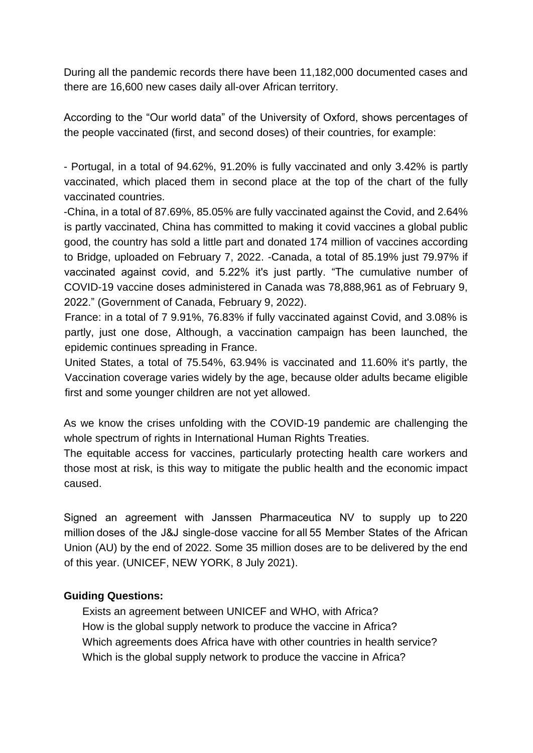During all the pandemic records there have been 11,182,000 documented cases and there are 16,600 new cases daily all-over African territory.

According to the "Our world data" of the University of Oxford, shows percentages of the people vaccinated (first, and second doses) of their countries, for example:

- Portugal, in a total of 94.62%, 91.20% is fully vaccinated and only 3.42% is partly vaccinated, which placed them in second place at the top of the chart of the fully vaccinated countries.
- China, in a total of 87.69%, 85.05% are fully vaccinated against the Covid, and 2.64% is partly vaccinated, China has committed to making it covid vaccines a global public good, the country has sold a little part and donated 174 million of vaccines according to Bridge, uploaded on February 7, 2022. -Canada, a total of 85.19% just 79.97% if vaccinated against covid, and 5.22% it's just partly. "The cumulative number of COVID-19 vaccine doses administered in Canada was 78,888,961 as of February 9, 2022." (Government of Canada, February 9, 2022).
- France: in a total of 7 9.91%, 76.83% if fully vaccinated against Covid, and 3.08% is partly, just one dose, Although, a vaccination campaign has been launched, the epidemic continues spreading in France.
- United States, a total of 75.54%, 63.94% is vaccinated and 11.60% it's partly, the Vaccination coverage varies widely by the age, because older adults became eligible first and some younger children are not yet allowed.

As we know the crises unfolding with the COVID-19 pandemic are challenging the whole spectrum of rights in International Human Rights Treaties.

The equitable access for vaccines, particularly protecting health care workers and those most at risk, is this way to mitigate the public health and the economic impact caused.

Signed an agreement with Janssen Pharmaceutica NV to supply up to 220 million doses of the J&J single-dose vaccine for all 55 Member States of the African Union (AU) by the end of 2022. Some 35 million doses are to be delivered by the end of this year. (UNICEF, NEW YORK, 8 July 2021).

**Guiding Questions:**

- Exists an agreement between UNICEF and WHO, with Africa?
- How is the global supply network to produce the vaccine in Africa?
- Which agreements does Africa have with other countries in health service?
- Which is the global supply network to produce the vaccine in Africa?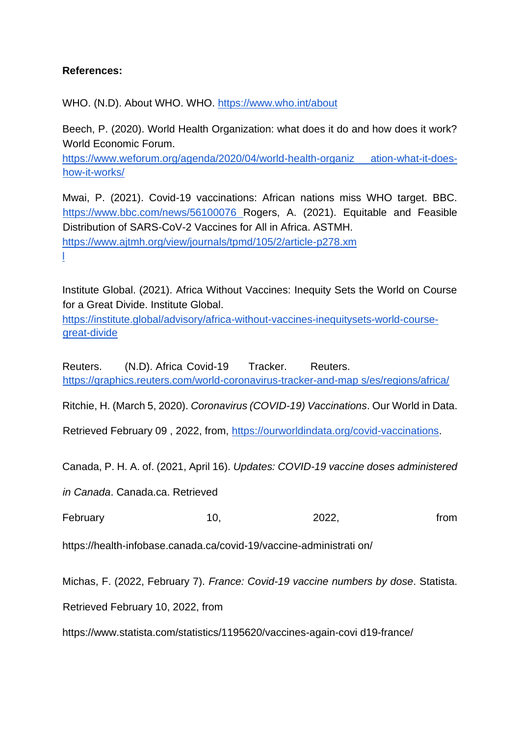**References:**

WHO. (N.D). About WHO. WHO. https://www.who.int/about

Beech, P. (2020). World Health Organization: what does it do and how does it work? World Economic Forum. https://www.weforum.org/agenda/2020/04/world-health-organiz ation-what-it-does-how-it-works/

Mwai, P. (2021). Covid-19 vaccinations: African nations miss WHO target. BBC. https://www.bbc.com/news/56100076 Rogers, A. (2021). Equitable and Feasible Distribution of SARS-CoV-2 Vaccines for All in Africa. ASTMH. https://www.ajtmh.org/view/journals/tpmd/105/2/article-p278.xml

Institute Global. (2021). Africa Without Vaccines: Inequity Sets the World on Course for a Great Divide. Institute Global. https://institute.global/advisory/africa-without-vaccines-inequitysets-world-course-great-divide

Reuters. (N.D). Africa Covid-19 Tracker. Reuters. https://graphics.reuters.com/world-coronavirus-tracker-and-map s/es/regions/africa/

Ritchie, H. (March 5, 2020). *Coronavirus (COVID-19) Vaccinations*. Our World in Data. Retrieved February 09 , 2022, from, https://ourworldindata.org/covid-vaccinations.

Canada, P. H. A. of. (2021, April 16). *Updates: COVID-19 vaccine doses administered in Canada*. Canada.ca. Retrieved February 10, 2022, from https://health-infobase.canada.ca/covid-19/vaccine-administrati on/

Michas, F. (2022, February 7). *France: Covid-19 vaccine numbers by dose*. Statista. Retrieved February 10, 2022, from https://www.statista.com/statistics/1195620/vaccines-again-covi d19-france/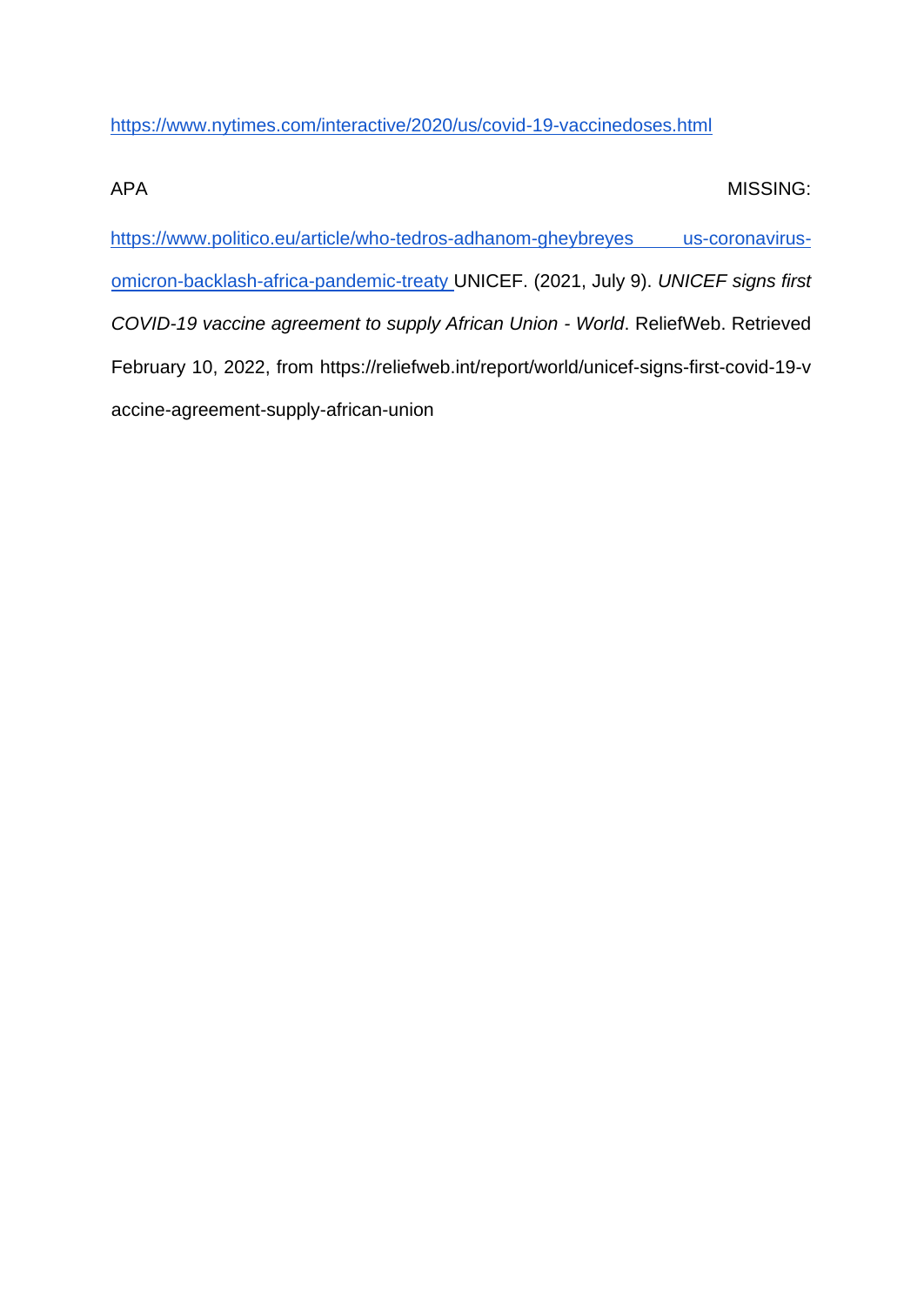https://www.nytimes.com/interactive/2020/us/covid-19-vaccinedoses.html

APA MISSING:

https://www.politico.eu/article/who-tedros-adhanom-gheybreyes us-coronavirus-omicron-backlash-africa-pandemic-treaty UNICEF. (2021, July 9). *UNICEF signs first COVID-19 vaccine agreement to supply African Union - World*. ReliefWeb. Retrieved February 10, 2022, from https://reliefweb.int/report/world/unicef-signs-first-covid-19-vaccine-agreement-supply-african-union